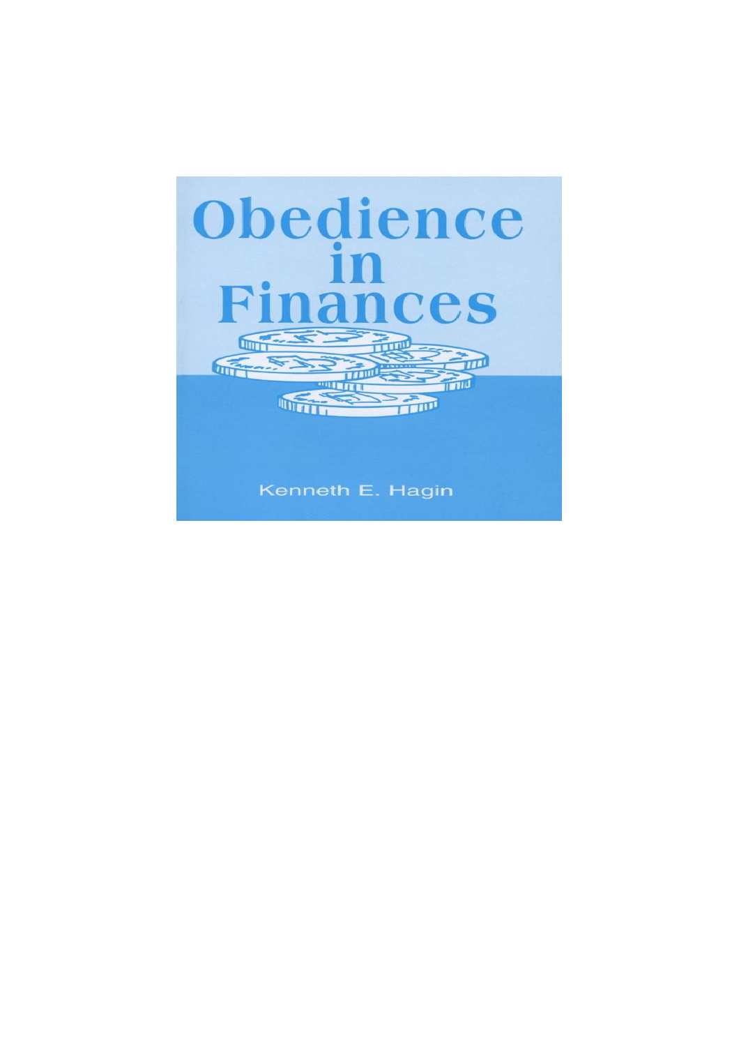# Obedience in Finances

Kenneth E. Hagin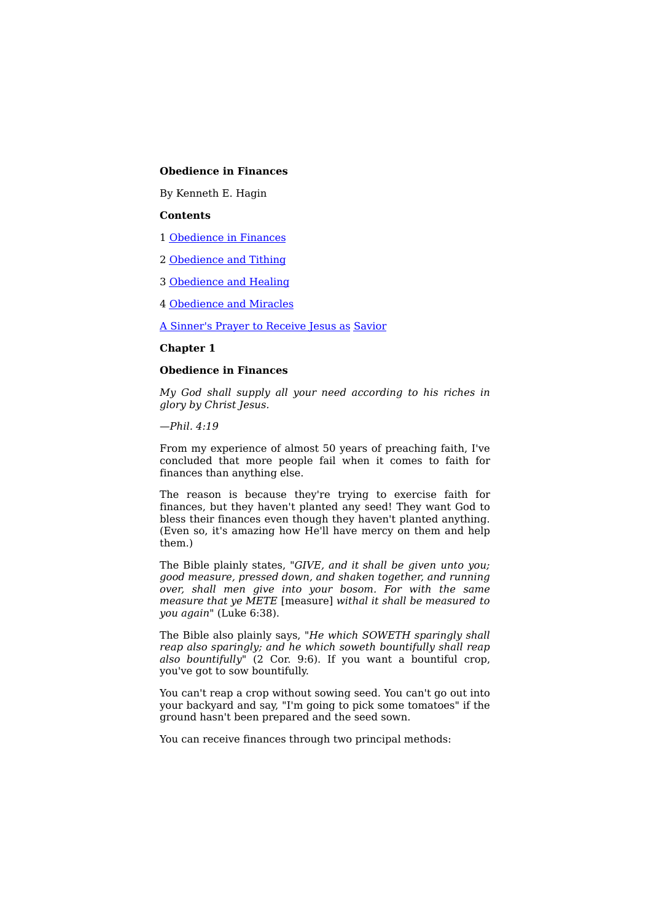**Obedience in Finances**

By Kenneth E. Hagin

**Contents**

1 [Obedience in Finances]

2 [Obedience and Tithing]

3 [Obedience and Healing]

4 [Obedience and Miracles]

[A Sinner's Prayer to Receive Jesus as Savior]

## Chapter 1

## Obedience in Finances

*My God shall supply all your need according to his riches in glory by Christ Jesus.*

*—Phil. 4:19*

From my experience of almost 50 years of preaching faith, I've concluded that more people fail when it comes to faith for finances than anything else.

The reason is because they're trying to exercise faith for finances, but they haven't planted any seed! They want God to bless their finances even though they haven't planted anything. (Even so, it's amazing how He'll have mercy on them and help them.)

The Bible plainly states, "*GIVE, and it shall be given unto you; good measure, pressed down, and shaken together, and running over, shall men give into your bosom. For with the same measure that ye METE* [measure] *withal it shall be measured to you again*" (Luke 6:38).

The Bible also plainly says, "*He which SOWETH sparingly shall reap also sparingly; and he which soweth bountifully shall reap also bountifully*" (2 Cor. 9:6). If you want a bountiful crop, you've got to sow bountifully.

You can't reap a crop without sowing seed. You can't go out into your backyard and say, "I'm going to pick some tomatoes" if the ground hasn't been prepared and the seed sown.

You can receive finances through two principal methods: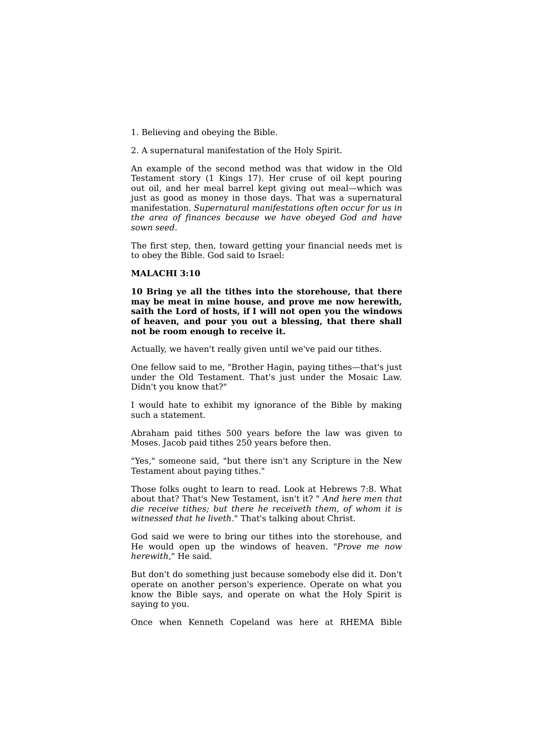1. Believing and obeying the Bible.

2. A supernatural manifestation of the Holy Spirit.

An example of the second method was that widow in the Old Testament story (1 Kings 17). Her cruse of oil kept pouring out oil, and her meal barrel kept giving out meal—which was just as good as money in those days. That was a supernatural manifestation. *Supernatural manifestations often occur for us in the area of finances because we have obeyed God and have sown seed.*

The first step, then, toward getting your financial needs met is to obey the Bible. God said to Israel:

**MALACHI 3:10**

**10 Bring ye all the tithes into the storehouse, that there may be meat in mine house, and prove me now herewith, saith the Lord of hosts, if I will not open you the windows of heaven, and pour you out a blessing, that there shall not be room enough to receive it.**

Actually, we haven't really given until we've paid our tithes.

One fellow said to me, "Brother Hagin, paying tithes—that's just under the Old Testament. That's just under the Mosaic Law. Didn't you know that?"

I would hate to exhibit my ignorance of the Bible by making such a statement.

Abraham paid tithes 500 years before the law was given to Moses. Jacob paid tithes 250 years before then.

"Yes," someone said, "but there isn't any Scripture in the New Testament about paying tithes."

Those folks ought to learn to read. Look at Hebrews 7:8. What about that? That's New Testament, isn't it? " *And here men that die receive tithes; but there he receiveth them, of whom it is witnessed that he liveth*." That's talking about Christ.

God said we were to bring our tithes into the storehouse, and He would open up the windows of heaven. "*Prove me now herewith,*" He said.

But don't do something just because somebody else did it. Don't operate on another person's experience. Operate on what you know the Bible says, and operate on what the Holy Spirit is saying to you.

Once when Kenneth Copeland was here at RHEMA Bible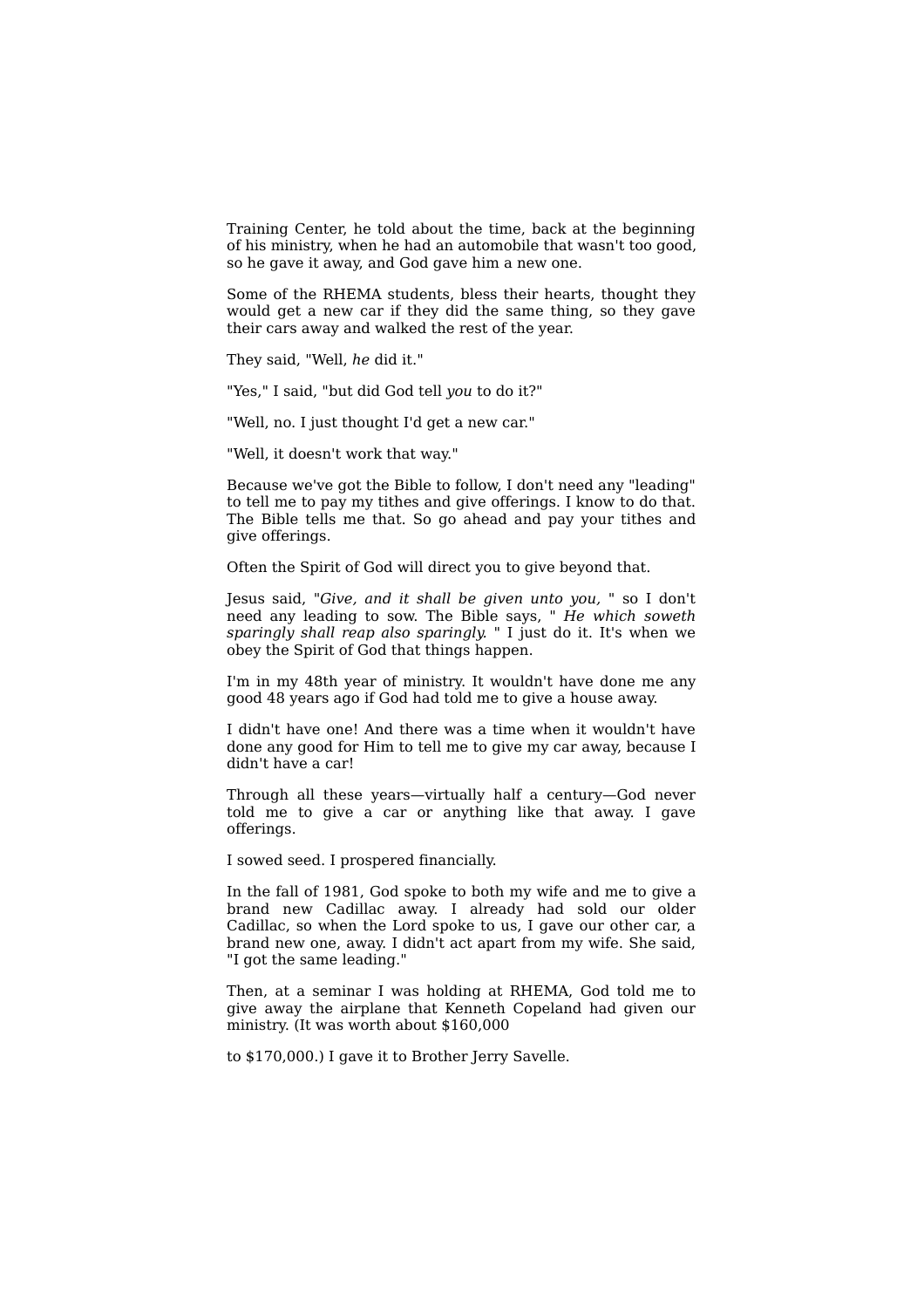Training Center, he told about the time, back at the beginning of his ministry, when he had an automobile that wasn't too good, so he gave it away, and God gave him a new one.

Some of the RHEMA students, bless their hearts, thought they would get a new car if they did the same thing, so they gave their cars away and walked the rest of the year.

They said, "Well, *he* did it."

"Yes," I said, "but did God tell *you* to do it?"

"Well, no. I just thought I'd get a new car."

"Well, it doesn't work that way."

Because we've got the Bible to follow, I don't need any "leading" to tell me to pay my tithes and give offerings. I know to do that. The Bible tells me that. So go ahead and pay your tithes and give offerings.

Often the Spirit of God will direct you to give beyond that.

Jesus said, "*Give, and it shall be given unto you,* " so I don't need any leading to sow. The Bible says, " *He which soweth sparingly shall reap also sparingly.* " I just do it. It's when we obey the Spirit of God that things happen.

I'm in my 48th year of ministry. It wouldn't have done me any good 48 years ago if God had told me to give a house away.

I didn't have one! And there was a time when it wouldn't have done any good for Him to tell me to give my car away, because I didn't have a car!

Through all these years—virtually half a century—God never told me to give a car or anything like that away. I gave offerings.

I sowed seed. I prospered financially.

In the fall of 1981, God spoke to both my wife and me to give a brand new Cadillac away. I already had sold our older Cadillac, so when the Lord spoke to us, I gave our other car, a brand new one, away. I didn't act apart from my wife. She said, "I got the same leading."

Then, at a seminar I was holding at RHEMA, God told me to give away the airplane that Kenneth Copeland had given our ministry. (It was worth about $160,000

to $170,000.) I gave it to Brother Jerry Savelle.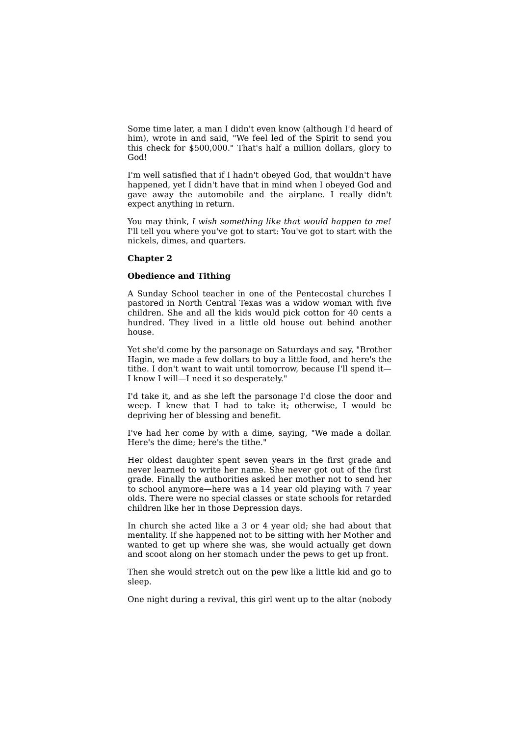Some time later, a man I didn't even know (although I'd heard of him), wrote in and said, "We feel led of the Spirit to send you this check for $500,000." That's half a million dollars, glory to God!

I'm well satisfied that if I hadn't obeyed God, that wouldn't have happened, yet I didn't have that in mind when I obeyed God and gave away the automobile and the airplane. I really didn't expect anything in return.

You may think, *I wish something like that would happen to me!* I'll tell you where you've got to start: You've got to start with the nickels, dimes, and quarters.

## Chapter 2

### Obedience and Tithing

A Sunday School teacher in one of the Pentecostal churches I pastored in North Central Texas was a widow woman with five children. She and all the kids would pick cotton for 40 cents a hundred. They lived in a little old house out behind another house.

Yet she'd come by the parsonage on Saturdays and say, "Brother Hagin, we made a few dollars to buy a little food, and here's the tithe. I don't want to wait until tomorrow, because I'll spend it—I know I will—I need it so desperately."

I'd take it, and as she left the parsonage I'd close the door and weep. I knew that I had to take it; otherwise, I would be depriving her of blessing and benefit.

I've had her come by with a dime, saying, "We made a dollar. Here's the dime; here's the tithe."

Her oldest daughter spent seven years in the first grade and never learned to write her name. She never got out of the first grade. Finally the authorities asked her mother not to send her to school anymore—here was a 14 year old playing with 7 year olds. There were no special classes or state schools for retarded children like her in those Depression days.

In church she acted like a 3 or 4 year old; she had about that mentality. If she happened not to be sitting with her Mother and wanted to get up where she was, she would actually get down and scoot along on her stomach under the pews to get up front.

Then she would stretch out on the pew like a little kid and go to sleep.

One night during a revival, this girl went up to the altar (nobody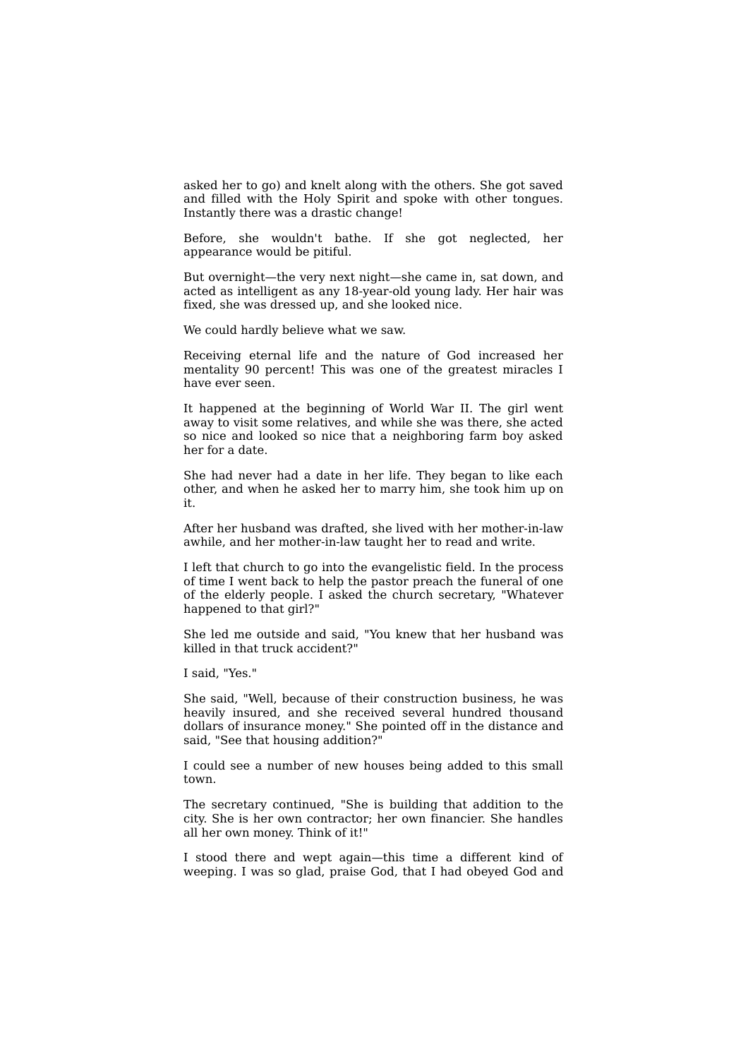asked her to go) and knelt along with the others. She got saved and filled with the Holy Spirit and spoke with other tongues. Instantly there was a drastic change!

Before, she wouldn't bathe. If she got neglected, her appearance would be pitiful.

But overnight—the very next night—she came in, sat down, and acted as intelligent as any 18-year-old young lady. Her hair was fixed, she was dressed up, and she looked nice.

We could hardly believe what we saw.

Receiving eternal life and the nature of God increased her mentality 90 percent! This was one of the greatest miracles I have ever seen.

It happened at the beginning of World War II. The girl went away to visit some relatives, and while she was there, she acted so nice and looked so nice that a neighboring farm boy asked her for a date.

She had never had a date in her life. They began to like each other, and when he asked her to marry him, she took him up on it.

After her husband was drafted, she lived with her mother-in-law awhile, and her mother-in-law taught her to read and write.

I left that church to go into the evangelistic field. In the process of time I went back to help the pastor preach the funeral of one of the elderly people. I asked the church secretary, "Whatever happened to that girl?"

She led me outside and said, "You knew that her husband was killed in that truck accident?"

I said, "Yes."

She said, "Well, because of their construction business, he was heavily insured, and she received several hundred thousand dollars of insurance money." She pointed off in the distance and said, "See that housing addition?"

I could see a number of new houses being added to this small town.

The secretary continued, "She is building that addition to the city. She is her own contractor; her own financier. She handles all her own money. Think of it!"

I stood there and wept again—this time a different kind of weeping. I was so glad, praise God, that I had obeyed God and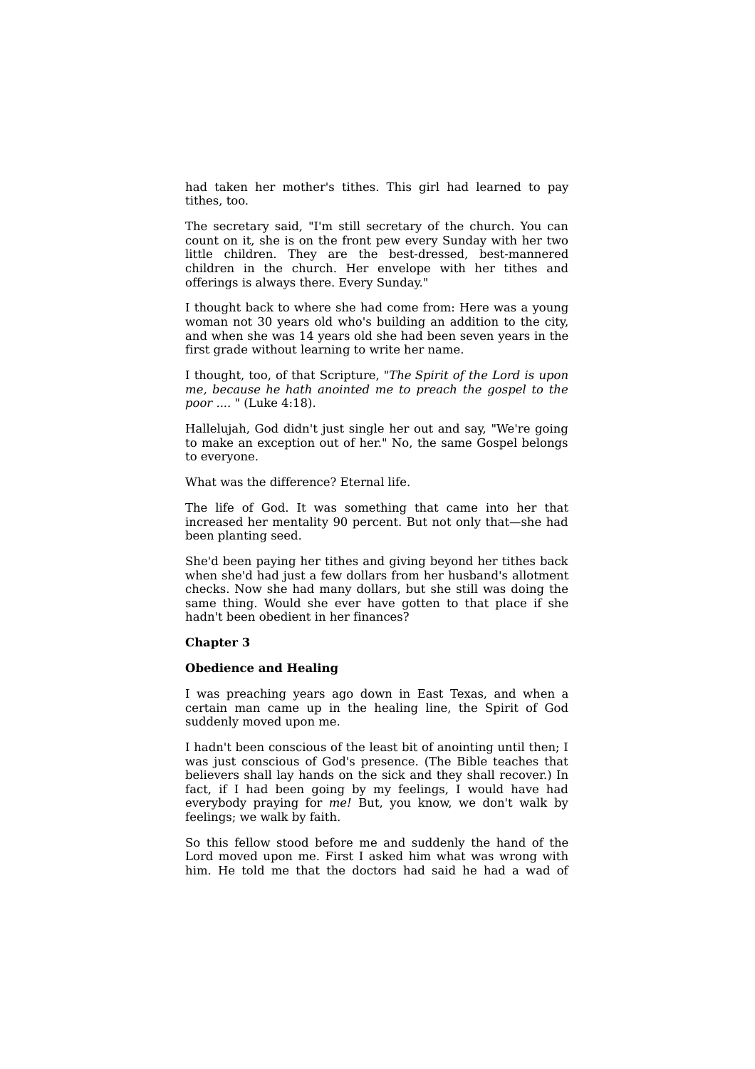had taken her mother's tithes. This girl had learned to pay tithes, too.

The secretary said, "I'm still secretary of the church. You can count on it, she is on the front pew every Sunday with her two little children. They are the best-dressed, best-mannered children in the church. Her envelope with her tithes and offerings is always there. Every Sunday."

I thought back to where she had come from: Here was a young woman not 30 years old who's building an addition to the city, and when she was 14 years old she had been seven years in the first grade without learning to write her name.

I thought, too, of that Scripture, "*The Spirit of the Lord is upon me, because he hath anointed me to preach the gospel to the poor ....* " (Luke 4:18).

Hallelujah, God didn't just single her out and say, "We're going to make an exception out of her." No, the same Gospel belongs to everyone.

What was the difference? Eternal life.

The life of God. It was something that came into her that increased her mentality 90 percent. But not only that—she had been planting seed.

She'd been paying her tithes and giving beyond her tithes back when she'd had just a few dollars from her husband's allotment checks. Now she had many dollars, but she still was doing the same thing. Would she ever have gotten to that place if she hadn't been obedient in her finances?

## Chapter 3

### Obedience and Healing

I was preaching years ago down in East Texas, and when a certain man came up in the healing line, the Spirit of God suddenly moved upon me.

I hadn't been conscious of the least bit of anointing until then; I was just conscious of God's presence. (The Bible teaches that believers shall lay hands on the sick and they shall recover.) In fact, if I had been going by my feelings, I would have had everybody praying for *me!* But, you know, we don't walk by feelings; we walk by faith.

So this fellow stood before me and suddenly the hand of the Lord moved upon me. First I asked him what was wrong with him. He told me that the doctors had said he had a wad of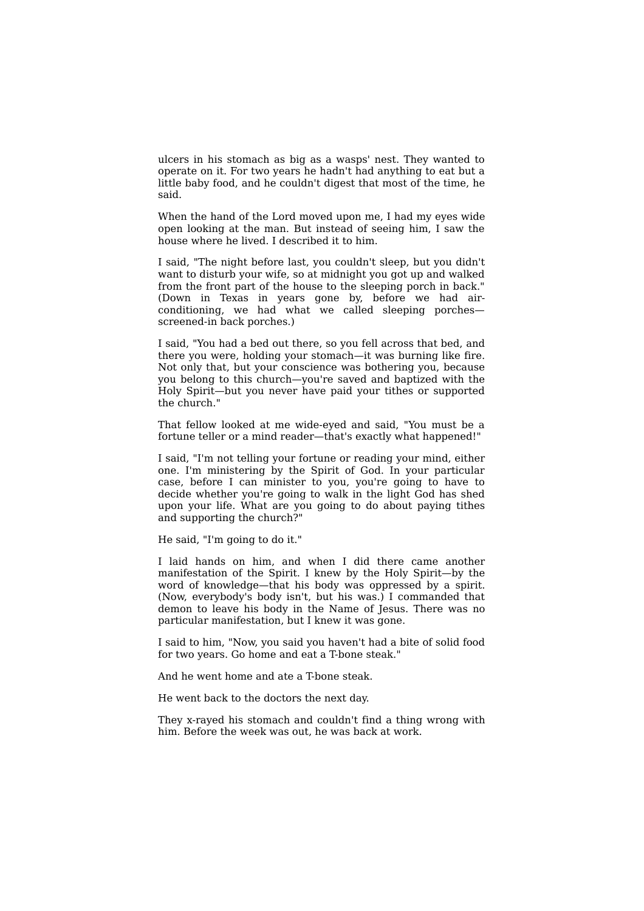ulcers in his stomach as big as a wasps' nest. They wanted to operate on it. For two years he hadn't had anything to eat but a little baby food, and he couldn't digest that most of the time, he said.

When the hand of the Lord moved upon me, I had my eyes wide open looking at the man. But instead of seeing him, I saw the house where he lived. I described it to him.

I said, "The night before last, you couldn't sleep, but you didn't want to disturb your wife, so at midnight you got up and walked from the front part of the house to the sleeping porch in back." (Down in Texas in years gone by, before we had air-conditioning, we had what we called sleeping porches—screened-in back porches.)

I said, "You had a bed out there, so you fell across that bed, and there you were, holding your stomach—it was burning like fire. Not only that, but your conscience was bothering you, because you belong to this church—you're saved and baptized with the Holy Spirit—but you never have paid your tithes or supported the church."

That fellow looked at me wide-eyed and said, "You must be a fortune teller or a mind reader—that's exactly what happened!"

I said, "I'm not telling your fortune or reading your mind, either one. I'm ministering by the Spirit of God. In your particular case, before I can minister to you, you're going to have to decide whether you're going to walk in the light God has shed upon your life. What are you going to do about paying tithes and supporting the church?"

He said, "I'm going to do it."

I laid hands on him, and when I did there came another manifestation of the Spirit. I knew by the Holy Spirit—by the word of knowledge—that his body was oppressed by a spirit. (Now, everybody's body isn't, but his was.) I commanded that demon to leave his body in the Name of Jesus. There was no particular manifestation, but I knew it was gone.

I said to him, "Now, you said you haven't had a bite of solid food for two years. Go home and eat a T-bone steak."

And he went home and ate a T-bone steak.

He went back to the doctors the next day.

They x-rayed his stomach and couldn't find a thing wrong with him. Before the week was out, he was back at work.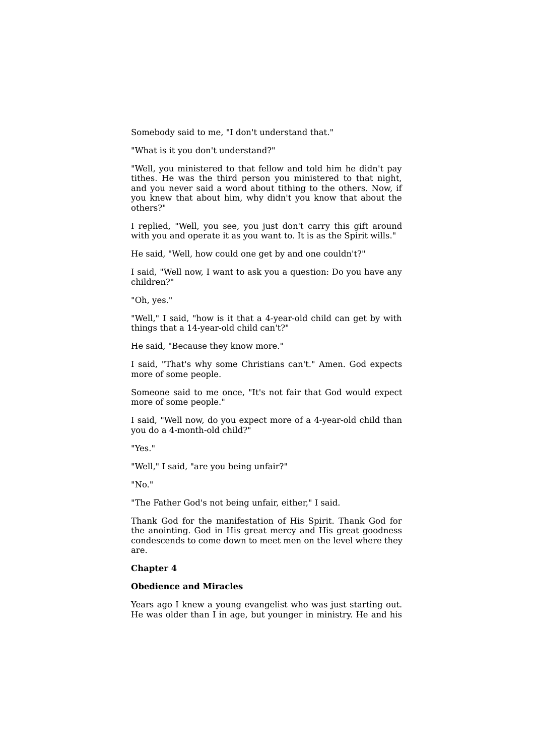Somebody said to me, "I don't understand that."

"What is it you don't understand?"

"Well, you ministered to that fellow and told him he didn't pay tithes. He was the third person you ministered to that night, and you never said a word about tithing to the others. Now, if you knew that about him, why didn't you know that about the others?"

I replied, "Well, you see, you just don't carry this gift around with you and operate it as you want to. It is as the Spirit wills."

He said, "Well, how could one get by and one couldn't?"

I said, "Well now, I want to ask you a question: Do you have any children?"

"Oh, yes."

"Well," I said, "how is it that a 4-year-old child can get by with things that a 14-year-old child can't?"

He said, "Because they know more."

I said, "That's why some Christians can't." Amen. God expects more of some people.

Someone said to me once, "It's not fair that God would expect more of some people."

I said, "Well now, do you expect more of a 4-year-old child than you do a 4-month-old child?"

"Yes."

"Well," I said, "are you being unfair?"

"No."

"The Father God's not being unfair, either," I said.

Thank God for the manifestation of His Spirit. Thank God for the anointing. God in His great mercy and His great goodness condescends to come down to meet men on the level where they are.

## Chapter 4

## Obedience and Miracles

Years ago I knew a young evangelist who was just starting out. He was older than I in age, but younger in ministry. He and his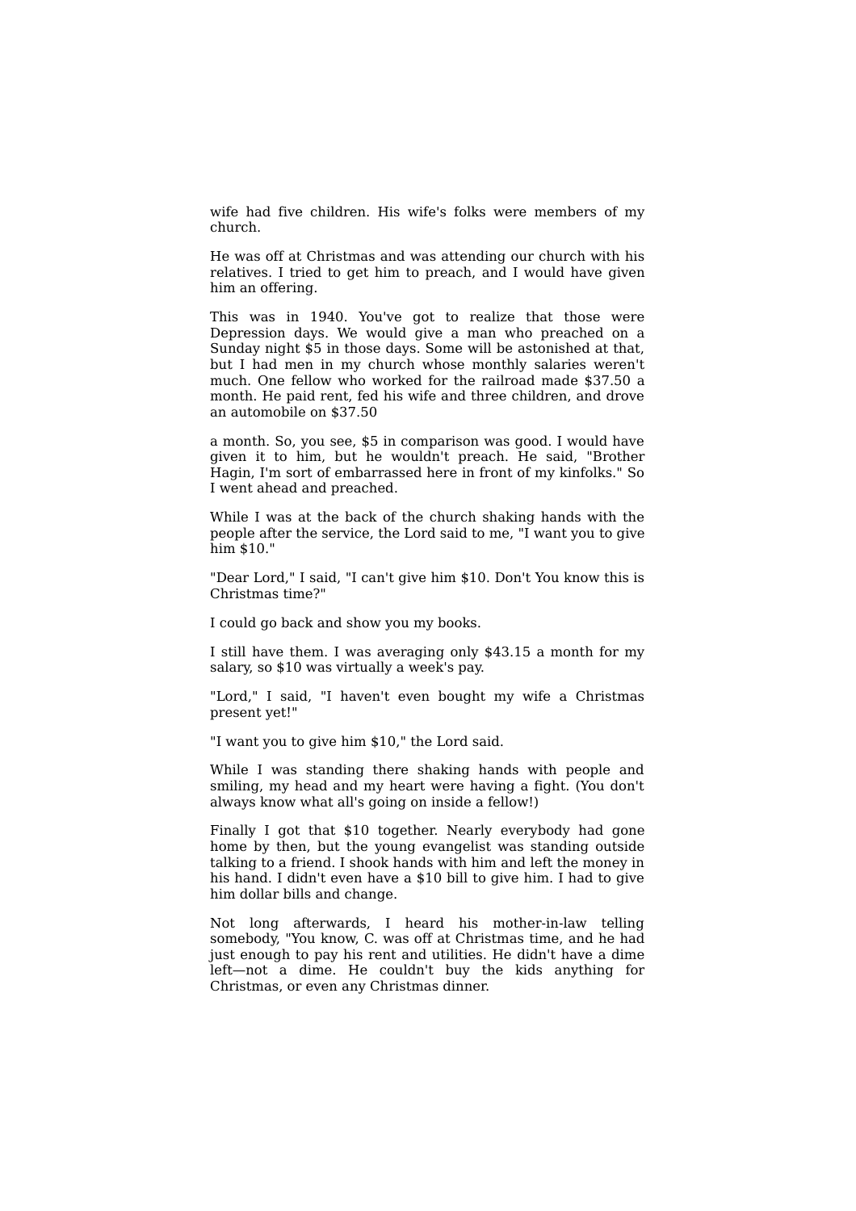wife had five children. His wife's folks were members of my church.

He was off at Christmas and was attending our church with his relatives. I tried to get him to preach, and I would have given him an offering.

This was in 1940. You've got to realize that those were Depression days. We would give a man who preached on a Sunday night $5 in those days. Some will be astonished at that, but I had men in my church whose monthly salaries weren't much. One fellow who worked for the railroad made $37.50 a month. He paid rent, fed his wife and three children, and drove an automobile on $37.50

a month. So, you see, $5 in comparison was good. I would have given it to him, but he wouldn't preach. He said, "Brother Hagin, I'm sort of embarrassed here in front of my kinfolks." So I went ahead and preached.

While I was at the back of the church shaking hands with the people after the service, the Lord said to me, "I want you to give him $10."

"Dear Lord," I said, "I can't give him $10. Don't You know this is Christmas time?"

I could go back and show you my books.

I still have them. I was averaging only $43.15 a month for my salary, so $10 was virtually a week's pay.

"Lord," I said, "I haven't even bought my wife a Christmas present yet!"

"I want you to give him $10," the Lord said.

While I was standing there shaking hands with people and smiling, my head and my heart were having a fight. (You don't always know what all's going on inside a fellow!)

Finally I got that $10 together. Nearly everybody had gone home by then, but the young evangelist was standing outside talking to a friend. I shook hands with him and left the money in his hand. I didn't even have a $10 bill to give him. I had to give him dollar bills and change.

Not long afterwards, I heard his mother-in-law telling somebody, "You know, C. was off at Christmas time, and he had just enough to pay his rent and utilities. He didn't have a dime left—not a dime. He couldn't buy the kids anything for Christmas, or even any Christmas dinner.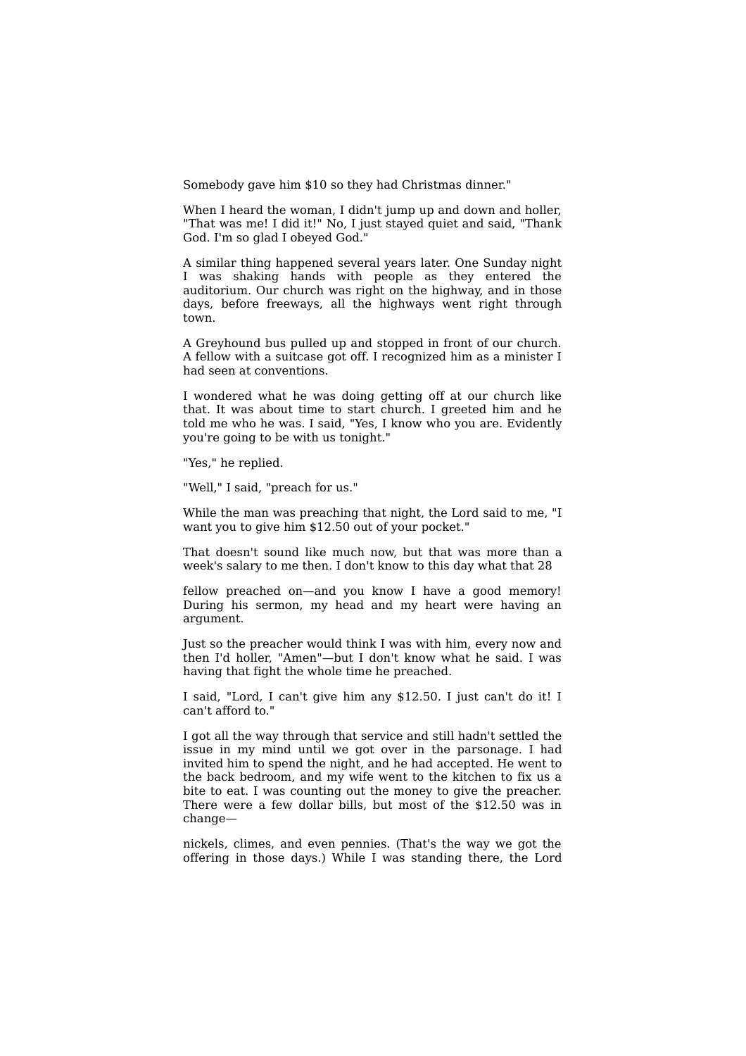Somebody gave him $10 so they had Christmas dinner."

When I heard the woman, I didn't jump up and down and holler, "That was me! I did it!" No, I just stayed quiet and said, "Thank God. I'm so glad I obeyed God."

A similar thing happened several years later. One Sunday night I was shaking hands with people as they entered the auditorium. Our church was right on the highway, and in those days, before freeways, all the highways went right through town.

A Greyhound bus pulled up and stopped in front of our church. A fellow with a suitcase got off. I recognized him as a minister I had seen at conventions.

I wondered what he was doing getting off at our church like that. It was about time to start church. I greeted him and he told me who he was. I said, "Yes, I know who you are. Evidently you're going to be with us tonight."

"Yes," he replied.

"Well," I said, "preach for us."

While the man was preaching that night, the Lord said to me, "I want you to give him $12.50 out of your pocket."

That doesn't sound like much now, but that was more than a week's salary to me then. I don't know to this day what that fellow preached on—and you know I have a good memory! During his sermon, my head and my heart were having an argument.

Just so the preacher would think I was with him, every now and then I'd holler, "Amen"—but I don't know what he said. I was having that fight the whole time he preached.

I said, "Lord, I can't give him any $12.50. I just can't do it! I can't afford to."

I got all the way through that service and still hadn't settled the issue in my mind until we got over in the parsonage. I had invited him to spend the night, and he had accepted. He went to the back bedroom, and my wife went to the kitchen to fix us a bite to eat. I was counting out the money to give the preacher. There were a few dollar bills, but most of the $12.50 was in change—nickels, climes, and even pennies. (That's the way we got the offering in those days.) While I was standing there, the Lord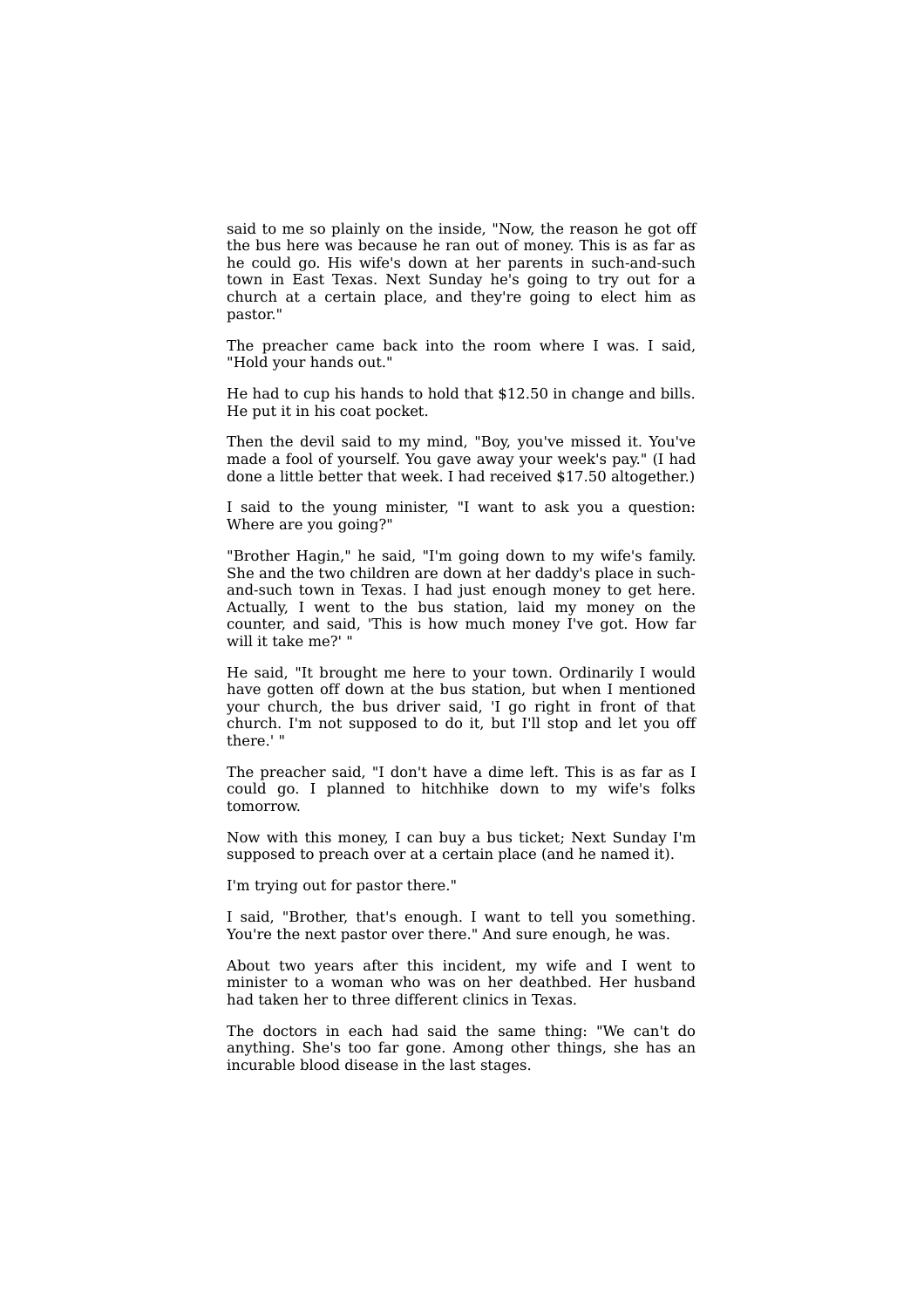said to me so plainly on the inside, "Now, the reason he got off the bus here was because he ran out of money. This is as far as he could go. His wife's down at her parents in such-and-such town in East Texas. Next Sunday he's going to try out for a church at a certain place, and they're going to elect him as pastor."

The preacher came back into the room where I was. I said, "Hold your hands out."

He had to cup his hands to hold that $12.50 in change and bills. He put it in his coat pocket.

Then the devil said to my mind, "Boy, you've missed it. You've made a fool of yourself. You gave away your week's pay." (I had done a little better that week. I had received $17.50 altogether.)

I said to the young minister, "I want to ask you a question: Where are you going?"

"Brother Hagin," he said, "I'm going down to my wife's family. She and the two children are down at her daddy's place in such-and-such town in Texas. I had just enough money to get here. Actually, I went to the bus station, laid my money on the counter, and said, 'This is how much money I've got. How far will it take me?' "

He said, "It brought me here to your town. Ordinarily I would have gotten off down at the bus station, but when I mentioned your church, the bus driver said, 'I go right in front of that church. I'm not supposed to do it, but I'll stop and let you off there.' "

The preacher said, "I don't have a dime left. This is as far as I could go. I planned to hitchhike down to my wife's folks tomorrow.

Now with this money, I can buy a bus ticket; Next Sunday I'm supposed to preach over at a certain place (and he named it).

I'm trying out for pastor there."

I said, "Brother, that's enough. I want to tell you something. You're the next pastor over there." And sure enough, he was.

About two years after this incident, my wife and I went to minister to a woman who was on her deathbed. Her husband had taken her to three different clinics in Texas.

The doctors in each had said the same thing: "We can't do anything. She's too far gone. Among other things, she has an incurable blood disease in the last stages.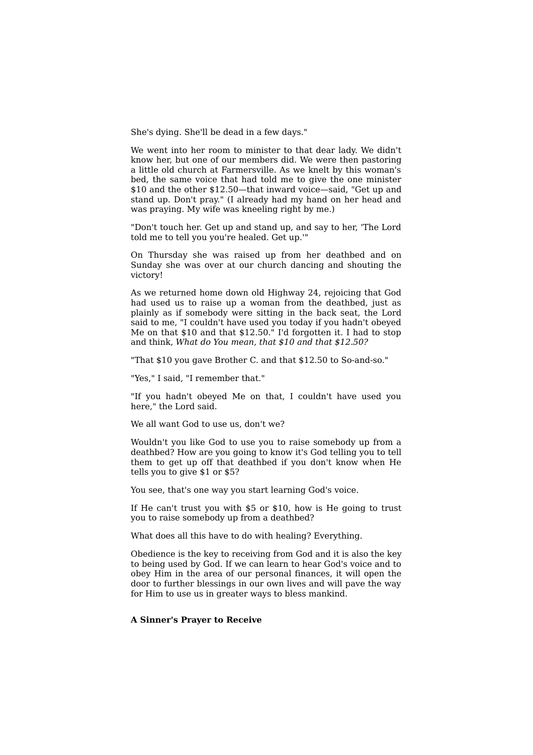She's dying. She'll be dead in a few days."

We went into her room to minister to that dear lady. We didn't know her, but one of our members did. We were then pastoring a little old church at Farmersville. As we knelt by this woman's bed, the same voice that had told me to give the one minister $10 and the other $12.50—that inward voice—said, "Get up and stand up. Don't pray." (I already had my hand on her head and was praying. My wife was kneeling right by me.)

"Don't touch her. Get up and stand up, and say to her, 'The Lord told me to tell you you're healed. Get up.'"

On Thursday she was raised up from her deathbed and on Sunday she was over at our church dancing and shouting the victory!

As we returned home down old Highway 24, rejoicing that God had used us to raise up a woman from the deathbed, just as plainly as if somebody were sitting in the back seat, the Lord said to me, "I couldn't have used you today if you hadn't obeyed Me on that $10 and that $12.50." I'd forgotten it. I had to stop and think, *What do You mean, that $10 and that $12.50?*

"That $10 you gave Brother C. and that $12.50 to So-and-so."

"Yes," I said, "I remember that."

"If you hadn't obeyed Me on that, I couldn't have used you here," the Lord said.

We all want God to use us, don't we?

Wouldn't you like God to use you to raise somebody up from a deathbed? How are you going to know it's God telling you to tell them to get up off that deathbed if you don't know when He tells you to give $1 or $5?

You see, that's one way you start learning God's voice.

If He can't trust you with $5 or $10, how is He going to trust you to raise somebody up from a deathbed?

What does all this have to do with healing? Everything.

Obedience is the key to receiving from God and it is also the key to being used by God. If we can learn to hear God's voice and to obey Him in the area of our personal finances, it will open the door to further blessings in our own lives and will pave the way for Him to use us in greater ways to bless mankind.

**A Sinner's Prayer to Receive**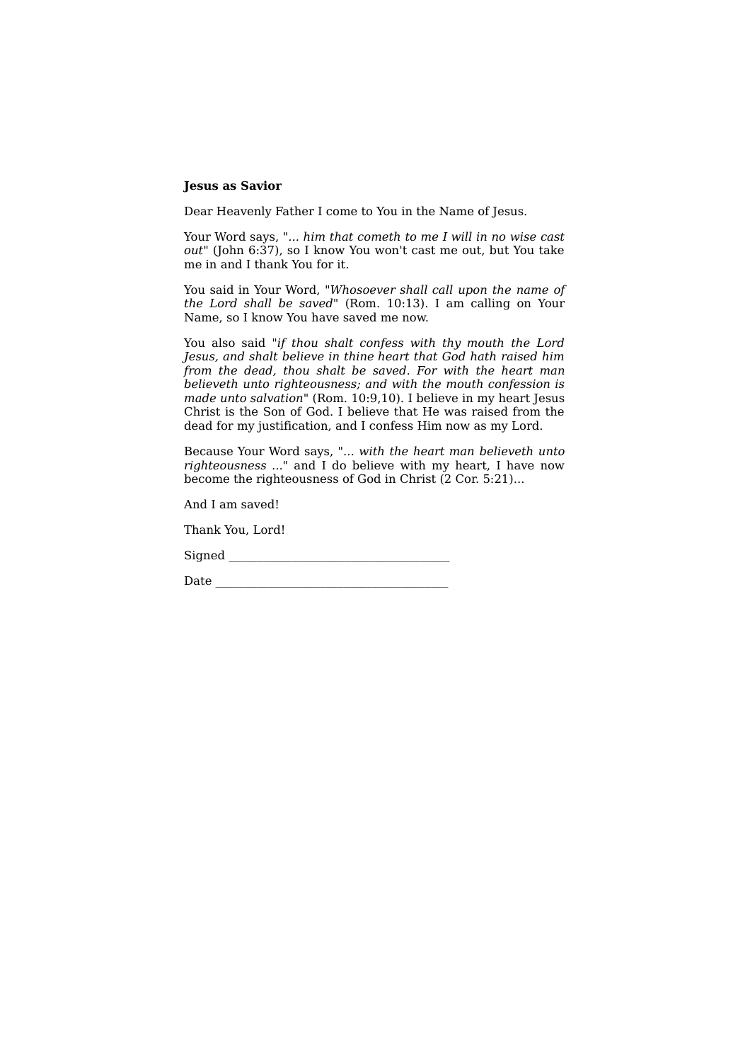**Jesus as Savior**

Dear Heavenly Father I come to You in the Name of Jesus.

Your Word says, "*... him that cometh to me I will in no wise cast out*" (John 6:37), so I know You won't cast me out, but You take me in and I thank You for it.

You said in Your Word, "*Whosoever shall call upon the name of the Lord shall be saved*" (Rom. 10:13). I am calling on Your Name, so I know You have saved me now.

You also said "*if thou shalt confess with thy mouth the Lord Jesus, and shalt believe in thine heart that God hath raised him from the dead, thou shalt be saved. For with the heart man believeth unto righteousness; and with the mouth confession is made unto salvation*" (Rom. 10:9,10). I believe in my heart Jesus Christ is the Son of God. I believe that He was raised from the dead for my justification, and I confess Him now as my Lord.

Because Your Word says, "*... with the heart man believeth unto righteousness* ..." and I do believe with my heart, I have now become the righteousness of God in Christ (2 Cor. 5:21)...

And I am saved!

Thank You, Lord!

Signed ___________________________________

Date _____________________________________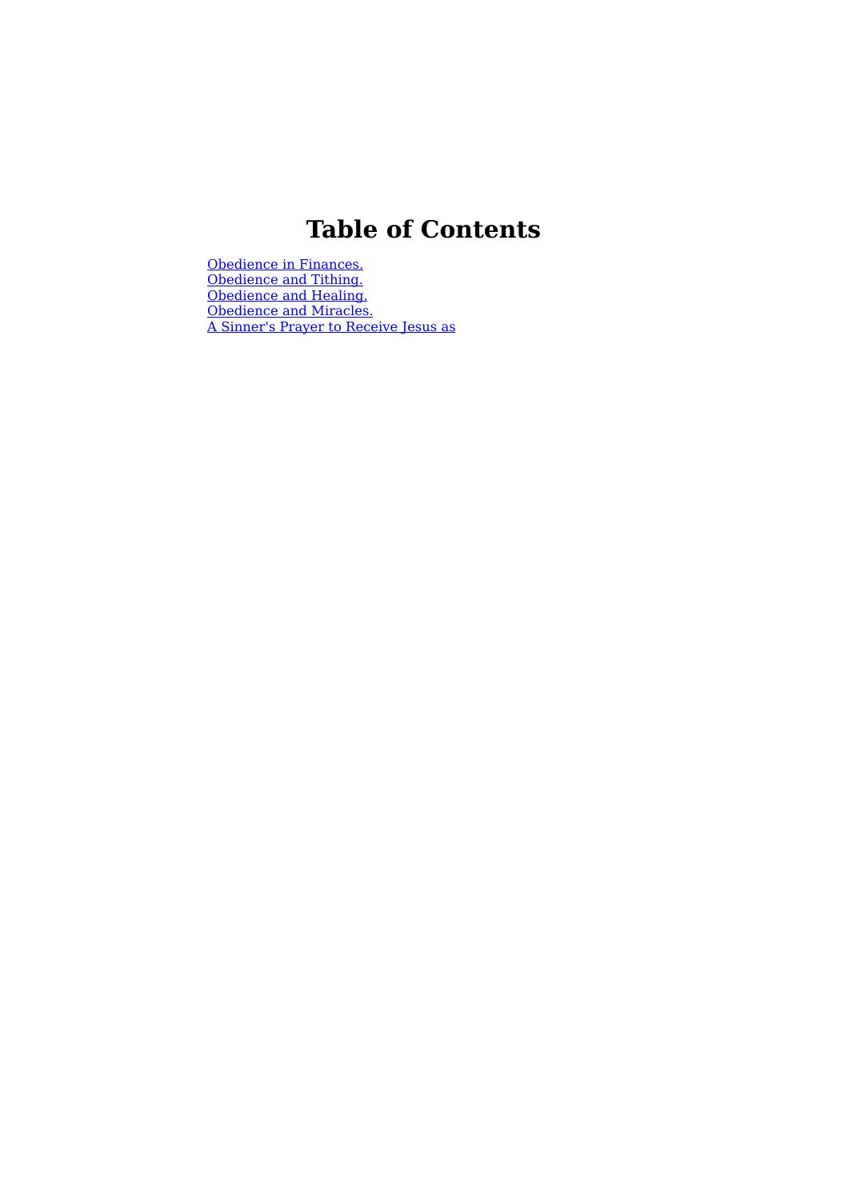# Table of Contents

Obedience in Finances.
Obedience and Tithing.
Obedience and Healing.
Obedience and Miracles.
A Sinner's Prayer to Receive Jesus as